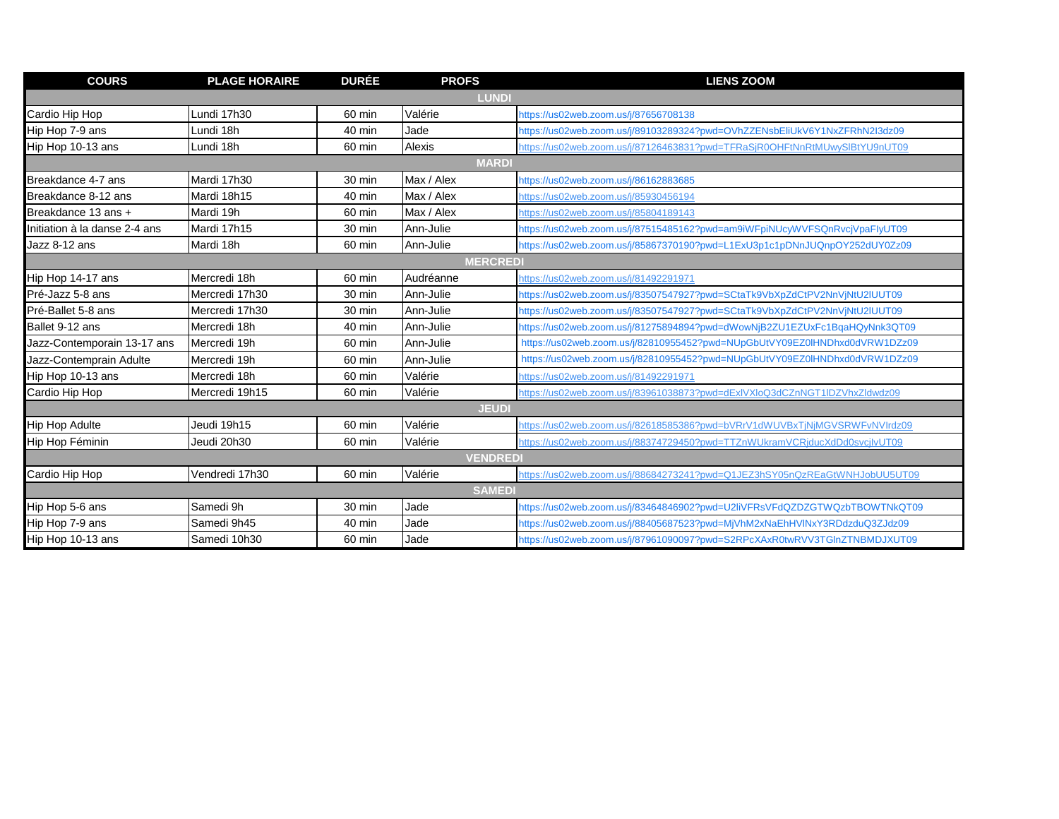| COURS | PLAGE HORAIRE | DURÉE | PROFS | LIENS ZOOM |
|---|---|---|---|---|
| **LUNDI** | | | | |
| Cardio Hip Hop | Lundi 17h30 | 60 min | Valérie | https://us02web.zoom.us/j/87656708138 |
| Hip Hop 7-9 ans | Lundi 18h | 40 min | Jade | https://us02web.zoom.us/j/89103289324?pwd=OVhZZENsbEliUkV6Y1NxZFRhN2I3dz09 |
| Hip Hop 10-13 ans | Lundi 18h | 60 min | Alexis | https://us02web.zoom.us/j/87126463831?pwd=TFRaSjR0OHFtNnRtMUwySlBtYU9nUT09 |
| **MARDI** | | | | |
| Breakdance 4-7 ans | Mardi 17h30 | 30 min | Max / Alex | https://us02web.zoom.us/j/86162883685 |
| Breakdance 8-12 ans | Mardi 18h15 | 40 min | Max / Alex | https://us02web.zoom.us/j/85930456194 |
| Breakdance 13 ans + | Mardi 19h | 60 min | Max / Alex | https://us02web.zoom.us/j/85804189143 |
| Initiation à la danse 2-4 ans | Mardi 17h15 | 30 min | Ann-Julie | https://us02web.zoom.us/j/87515485162?pwd=am9iWFpiNUcyWVFSQnRvcjVpaFlyUT09 |
| Jazz 8-12 ans | Mardi 18h | 60 min | Ann-Julie | https://us02web.zoom.us/j/85867370190?pwd=L1ExU3p1c1pDNnJUQnpOY252dUY0Zz09 |
| **MERCREDI** | | | | |
| Hip Hop 14-17 ans | Mercredi 18h | 60 min | Audréanne | https://us02web.zoom.us/j/81492291971 |
| Pré-Jazz 5-8 ans | Mercredi 17h30 | 30 min | Ann-Julie | https://us02web.zoom.us/j/83507547927?pwd=SCtaTk9VbXpZdCtPV2NnVjNtU2lUUT09 |
| Pré-Ballet 5-8 ans | Mercredi 17h30 | 30 min | Ann-Julie | https://us02web.zoom.us/j/83507547927?pwd=SCtaTk9VbXpZdCtPV2NnVjNtU2lUUT09 |
| Ballet 9-12 ans | Mercredi 18h | 40 min | Ann-Julie | https://us02web.zoom.us/j/81275894894?pwd=dWowNjB2ZU1EZUxFc1BqaHQyNnk3QT09 |
| Jazz-Contemporain 13-17 ans | Mercredi 19h | 60 min | Ann-Julie | https://us02web.zoom.us/j/82810955452?pwd=NUpGbUtVY09EZ0lHNDhxd0dVRW1DZz09 |
| Jazz-Contemprain Adulte | Mercredi 19h | 60 min | Ann-Julie | https://us02web.zoom.us/j/82810955452?pwd=NUpGbUtVY09EZ0lHNDhxd0dVRW1DZz09 |
| Hip Hop 10-13 ans | Mercredi 18h | 60 min | Valérie | https://us02web.zoom.us/j/81492291971 |
| Cardio Hip Hop | Mercredi 19h15 | 60 min | Valérie | https://us02web.zoom.us/j/83961038873?pwd=dExlVXloQ3dCZnNGT1lDZVhxZldwdz09 |
| **JEUDI** | | | | |
| Hip Hop Adulte | Jeudi 19h15 | 60 min | Valérie | https://us02web.zoom.us/j/82618585386?pwd=bVRrV1dWUVBxTjNjMGVSRWFvNVIrdz09 |
| Hip Hop Féminin | Jeudi 20h30 | 60 min | Valérie | https://us02web.zoom.us/j/88374729450?pwd=TTZnWUkramVCRjducXdDd0svcjlvUT09 |
| **VENDREDI** | | | | |
| Cardio Hip Hop | Vendredi 17h30 | 60 min | Valérie | https://us02web.zoom.us/j/88684273241?pwd=Q1JEZ3hSY05nQzREaGtWNHJobUU5UT09 |
| **SAMEDI** | | | | |
| Hip Hop 5-6 ans | Samedi 9h | 30 min | Jade | https://us02web.zoom.us/j/83464846902?pwd=U2liVFRsVFdQZDZGTWQzbTBOWTNkQT09 |
| Hip Hop 7-9 ans | Samedi 9h45 | 40 min | Jade | https://us02web.zoom.us/j/88405687523?pwd=MjVhM2xNaEhHVlNxY3RDdzduQ3ZJdz09 |
| Hip Hop 10-13 ans | Samedi 10h30 | 60 min | Jade | https://us02web.zoom.us/j/87961090097?pwd=S2RPcXAxR0twRVV3TGlnZTNBMDJXUT09 |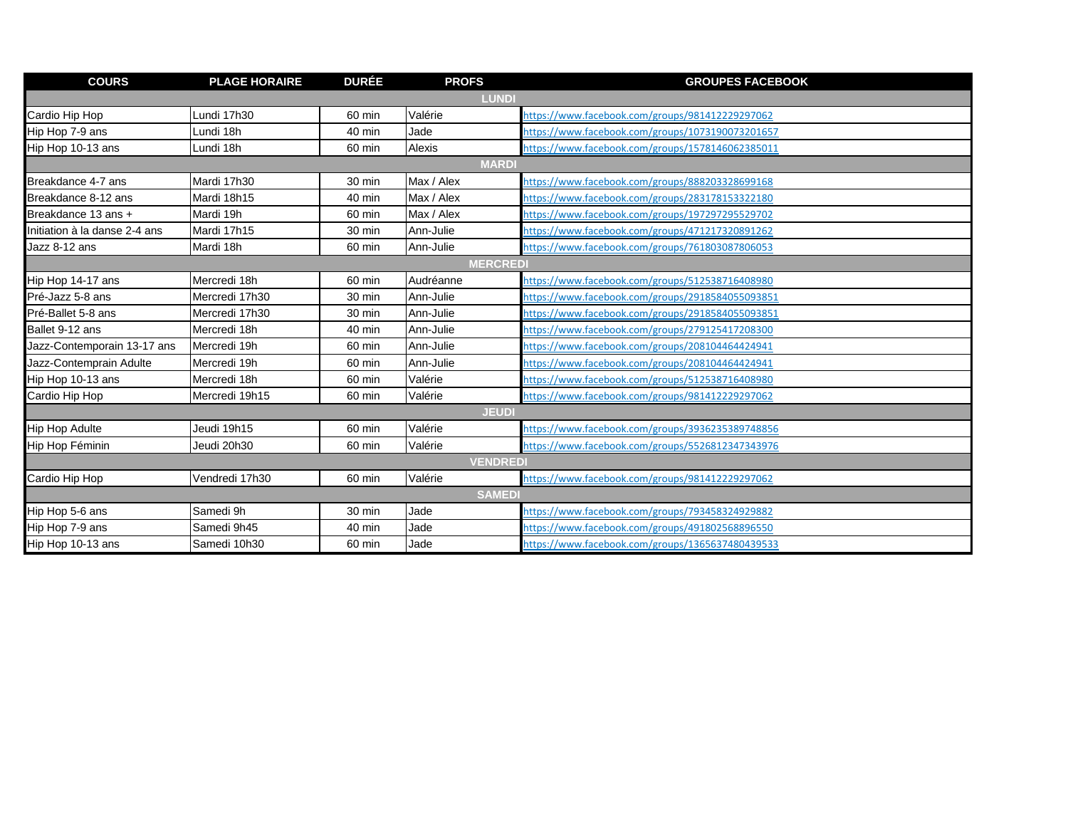| COURS | PLAGE HORAIRE | DURÉE | PROFS | GROUPES FACEBOOK |
|---|---|---|---|---|
| **LUNDI** | | | | |
| Cardio Hip Hop | Lundi 17h30 | 60 min | Valérie | https://www.facebook.com/groups/981412229297062 |
| Hip Hop 7-9 ans | Lundi 18h | 40 min | Jade | https://www.facebook.com/groups/1073190073201657 |
| Hip Hop 10-13 ans | Lundi 18h | 60 min | Alexis | https://www.facebook.com/groups/1578146062385011 |
| **MARDI** | | | | |
| Breakdance 4-7 ans | Mardi 17h30 | 30 min | Max / Alex | https://www.facebook.com/groups/888203328699168 |
| Breakdance 8-12 ans | Mardi 18h15 | 40 min | Max / Alex | https://www.facebook.com/groups/283178153322180 |
| Breakdance 13 ans + | Mardi 19h | 60 min | Max / Alex | https://www.facebook.com/groups/197297295529702 |
| Initiation à la danse 2-4 ans | Mardi 17h15 | 30 min | Ann-Julie | https://www.facebook.com/groups/471217320891262 |
| Jazz 8-12 ans | Mardi 18h | 60 min | Ann-Julie | https://www.facebook.com/groups/761803087806053 |
| **MERCREDI** | | | | |
| Hip Hop 14-17 ans | Mercredi 18h | 60 min | Audréanne | https://www.facebook.com/groups/512538716408980 |
| Pré-Jazz 5-8 ans | Mercredi 17h30 | 30 min | Ann-Julie | https://www.facebook.com/groups/2918584055093851 |
| Pré-Ballet 5-8 ans | Mercredi 17h30 | 30 min | Ann-Julie | https://www.facebook.com/groups/2918584055093851 |
| Ballet 9-12 ans | Mercredi 18h | 40 min | Ann-Julie | https://www.facebook.com/groups/279125417208300 |
| Jazz-Contemporain 13-17 ans | Mercredi 19h | 60 min | Ann-Julie | https://www.facebook.com/groups/208104464424941 |
| Jazz-Contemprain Adulte | Mercredi 19h | 60 min | Ann-Julie | https://www.facebook.com/groups/208104464424941 |
| Hip Hop 10-13 ans | Mercredi 18h | 60 min | Valérie | https://www.facebook.com/groups/512538716408980 |
| Cardio Hip Hop | Mercredi 19h15 | 60 min | Valérie | https://www.facebook.com/groups/981412229297062 |
| **JEUDI** | | | | |
| Hip Hop Adulte | Jeudi 19h15 | 60 min | Valérie | https://www.facebook.com/groups/3936235389748856 |
| Hip Hop Féminin | Jeudi 20h30 | 60 min | Valérie | https://www.facebook.com/groups/5526812347343976 |
| **VENDREDI** | | | | |
| Cardio Hip Hop | Vendredi 17h30 | 60 min | Valérie | https://www.facebook.com/groups/981412229297062 |
| **SAMEDI** | | | | |
| Hip Hop 5-6 ans | Samedi 9h | 30 min | Jade | https://www.facebook.com/groups/793458324929882 |
| Hip Hop 7-9 ans | Samedi 9h45 | 40 min | Jade | https://www.facebook.com/groups/491802568896550 |
| Hip Hop 10-13 ans | Samedi 10h30 | 60 min | Jade | https://www.facebook.com/groups/1365637480439533 |